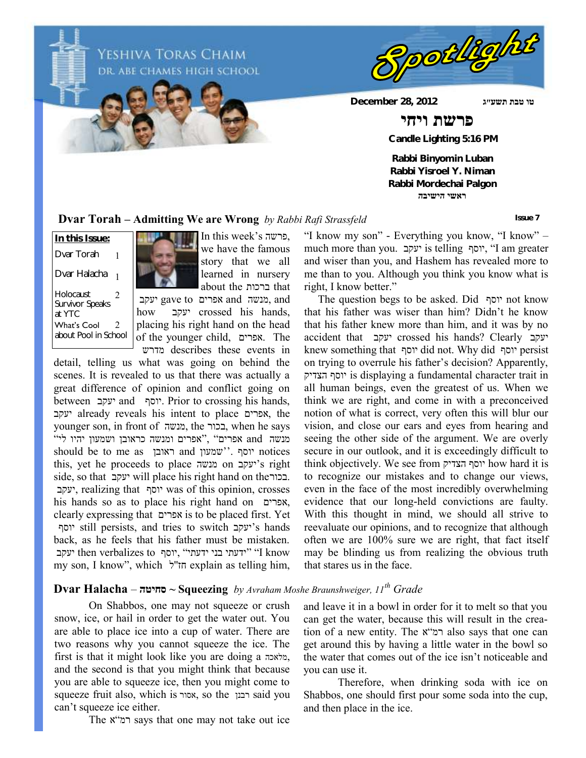# Yeshiva Toras Chaim
## Dr. Abe Chames High School

# Spotlight

**December 28, 2012** **טו טבת תשע״ג**

**פרשת ויחי**

**Candle Lighting 5:16 PM**

**Rabbi Binyomin Luban**
**Rabbi Yisroel Y. Niman**
**Rabbi Mordechai Palgon**
**ראשי הישיבה**

**Issue 7**

**In this Issue:**

- Dvar Torah 1
- Dvar Halacha 1
- Holocaust Survivor Speaks at YTC 2
- What's Cool about Pool in School 2

## Dvar Torah – Admitting We are Wrong *by Rabbi Rafi Strassfeld*

In this week's פרשה, we have the famous story that we all learned in nursery about the ברכות that יעקב gave to אפרים and מנשה, and how יעקב crossed his hands, placing his right hand on the head of the younger child, אפרים. The מדרש describes these events in detail, telling us what was going on behind the scenes. It is revealed to us that there was actually a great difference of opinion and conflict going on between יעקב and יוסף. Prior to crossing his hands, יעקב already reveals his intent to place אפרים, the younger son, in front of מנשה, the בכור, when he says "אפרים ומנשה כראובן ושמעון יהיו לי", "אפרים and מנשה should be to me as ראובן and שמעון". יוסף notices this, yet he proceeds to place מנשה on יעקב's right side, so that יעקב will place his right hand on the בכור. יעקב, realizing that יוסף was of this opinion, crosses his hands so as to place his right hand on אפרים, clearly expressing that אפרים is to be placed first. Yet יוסף still persists, and tries to switch יעקב's hands back, as he feels that his father must be mistaken. יעקב then verbalizes to יוסף, "ידעתי בני ידעתי" "I know my son, I know", which חז"ל explain as telling him, "I know my son" - Everything you know, "I know" – much more than you. יעקב is telling יוסף, "I am greater and wiser than you, and Hashem has revealed more to me than to you. Although you think you know what is right, I know better."

The question begs to be asked. Did יוסף not know that his father was wiser than him? Didn't he know that his father knew more than him, and it was by no accident that יעקב crossed his hands? Clearly יעקב knew something that יוסף did not. Why did יוסף persist on trying to overrule his father's decision? Apparently, יוסף הצדיק is displaying a fundamental character trait in all human beings, even the greatest of us. When we think we are right, and come in with a preconceived notion of what is correct, very often this will blur our vision, and close our ears and eyes from hearing and seeing the other side of the argument. We are overly secure in our outlook, and it is exceedingly difficult to think objectively. We see from יוסף הצדיק how hard it is to recognize our mistakes and to change our views, even in the face of the most incredibly overwhelming evidence that our long-held convictions are faulty. With this thought in mind, we should all strive to reevaluate our opinions, and to recognize that although often we are 100% sure we are right, that fact itself may be blinding us from realizing the obvious truth that stares us in the face.

## Dvar Halacha – סחיטה ~ Squeezing *by Avraham Moshe Braunshweiger, 11th Grade*

On Shabbos, one may not squeeze or crush snow, ice, or hail in order to get the water out. You are able to place ice into a cup of water. There are two reasons why you cannot squeeze the ice. The first is that it might look like you are doing a מלאכה, and the second is that you might think that because you are able to squeeze ice, then you might come to squeeze fruit also, which is אסור, so the רבנן said you can't squeeze ice either.

The רמ"א says that one may not take out ice and leave it in a bowl in order for it to melt so that you can get the water, because this will result in the creation of a new entity. The רמ"א also says that one can get around this by having a little water in the bowl so the water that comes out of the ice isn't noticeable and you can use it.

Therefore, when drinking soda with ice on Shabbos, one should first pour some soda into the cup, and then place in the ice.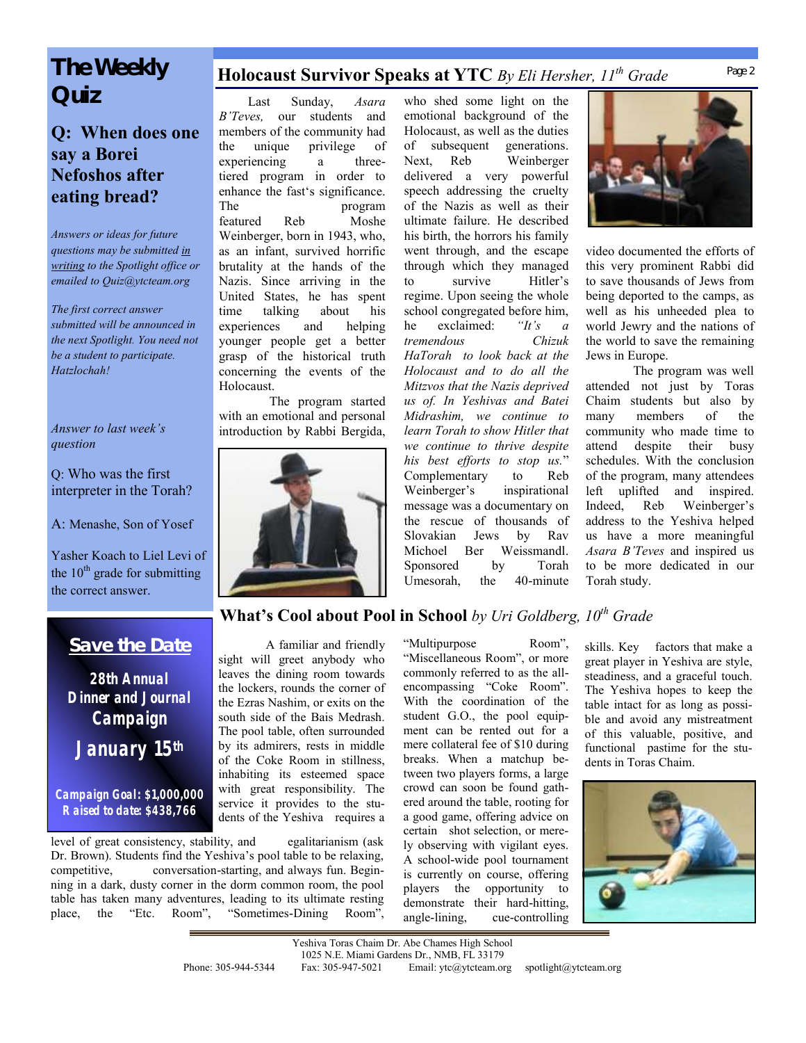# The Weekly Quiz

## Q: When does one say a Borei Nefoshos after eating bread?

*Answers or ideas for future questions may be submitted in writing to the Spotlight office or emailed to Quiz@ytcteam.org*

*The first correct answer submitted will be announced in the next Spotlight. You need not be a student to participate. Hatzlochah!*

*Answer to last week's question*

Q: Who was the first interpreter in the Torah?

A: Menashe, Son of Yosef

Yasher Koach to Liel Levi of the 10th grade for submitting the correct answer.

## Save the Date

**28th Annual Dinner and Journal Campaign**

**January 15th**

**Campaign Goal: $1,000,000**
**Raised to date: $438,766**

## Holocaust Survivor Speaks at YTC *By Eli Hersher, 11th Grade*

Last Sunday, *Asara B'Teves,* our students and members of the community had the unique privilege of experiencing a three-tiered program in order to enhance the fast's significance. The program featured Reb Moshe Weinberger, born in 1943, who, as an infant, survived horrific brutality at the hands of the Nazis. Since arriving in the United States, he has spent time talking about his experiences and helping younger people get a better grasp of the historical truth concerning the events of the Holocaust.

The program started with an emotional and personal introduction by Rabbi Bergida, who shed some light on the emotional background of the Holocaust, as well as the duties of subsequent generations. Next, Reb Weinberger delivered a very powerful speech addressing the cruelty of the Nazis as well as their ultimate failure. He described his birth, the horrors his family went through, and the escape through which they managed to survive Hitler's regime. Upon seeing the whole school congregated before him, he exclaimed: *"It's a tremendous Chizuk HaTorah to look back at the Holocaust and to do all the Mitzvos that the Nazis deprived us of. In Yeshivas and Batei Midrashim, we continue to learn Torah to show Hitler that we continue to thrive despite his best efforts to stop us."* Complementary to Reb Weinberger's inspirational message was a documentary on the rescue of thousands of Slovakian Jews by Rav Michoel Ber Weissmandl. Sponsored by Torah Umesorah, the 40-minute video documented the efforts of this very prominent Rabbi did to save thousands of Jews from being deported to the camps, as well as his unheeded plea to world Jewry and the nations of the world to save the remaining Jews in Europe.

The program was well attended not just by Toras Chaim students but also by many members of the community who made time to attend despite their busy schedules. With the conclusion of the program, many attendees left uplifted and inspired. Indeed, Reb Weinberger's address to the Yeshiva helped us have a more meaningful *Asara B'Teves* and inspired us to be more dedicated in our Torah study.

## What's Cool about Pool in School *by Uri Goldberg, 10th Grade*

A familiar and friendly sight will greet anybody who leaves the dining room towards the lockers, rounds the corner of the Ezras Nashim, or exits on the south side of the Bais Medrash. The pool table, often surrounded by its admirers, rests in middle of the Coke Room in stillness, inhabiting its esteemed space with great responsibility. The service it provides to the students of the Yeshiva requires a level of great consistency, stability, and egalitarianism (ask Dr. Brown). Students find the Yeshiva's pool table to be relaxing, competitive, conversation-starting, and always fun. Beginning in a dark, dusty corner in the dorm common room, the pool table has taken many adventures, leading to its ultimate resting place, the "Etc. Room", "Sometimes-Dining Room", "Multipurpose Room", "Miscellaneous Room", or more commonly referred to as the all-encompassing "Coke Room". With the coordination of the student G.O., the pool equipment can be rented out for a mere collateral fee of $10 during breaks. When a matchup between two players forms, a large crowd can soon be found gathered around the table, rooting for a good game, offering advice on certain shot selection, or merely observing with vigilant eyes. A school-wide pool tournament is currently on course, offering players the opportunity to demonstrate their hard-hitting, angle-lining, cue-controlling skills. Key factors that make a great player in Yeshiva are style, steadiness, and a graceful touch. The Yeshiva hopes to keep the table intact for as long as possible and avoid any mistreatment of this valuable, positive, and functional pastime for the students in Toras Chaim.

Yeshiva Toras Chaim Dr. Abe Chames High School
1025 N.E. Miami Gardens Dr., NMB, FL 33179
Phone: 305-944-5344 Fax: 305-947-5021 Email: ytc@ytcteam.org spotlight@ytcteam.org